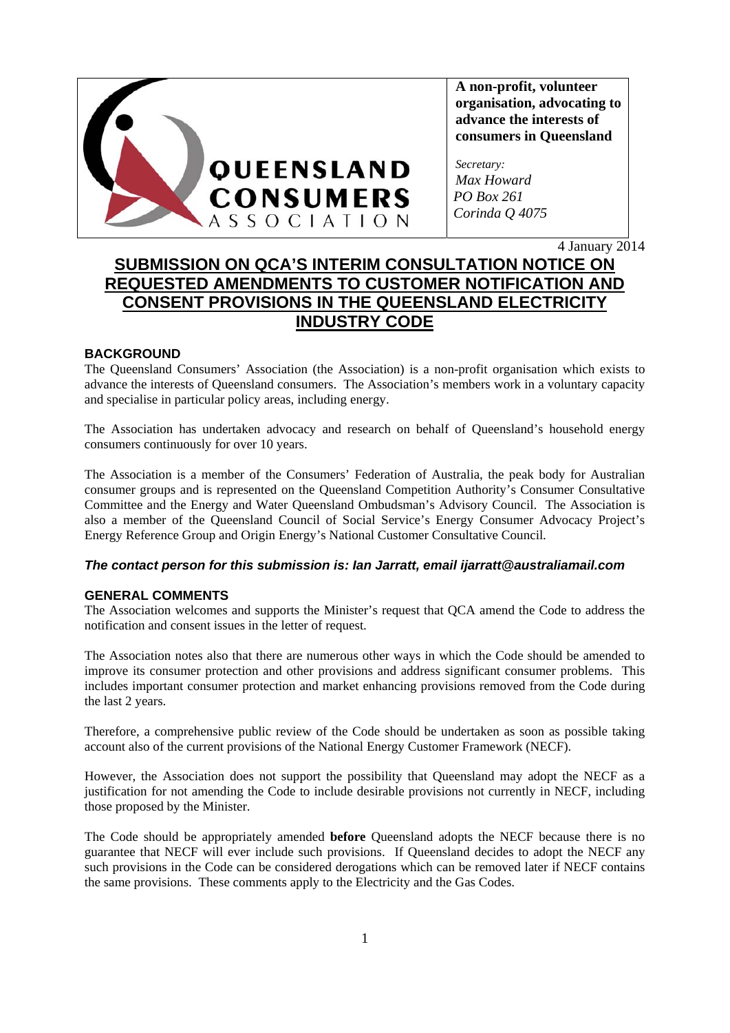**QUEENSLAND CONSUMERS ASSOCIATION**

**A non-profit, volunteer organisation, advocating to advance the interests of consumers in Queensland**

*Secretary:*
*Max Howard*
*PO Box 261*
*Corinda Q 4075*

4 January 2014

# SUBMISSION ON QCA'S INTERIM CONSULTATION NOTICE ON REQUESTED AMENDMENTS TO CUSTOMER NOTIFICATION AND CONSENT PROVISIONS IN THE QUEENSLAND ELECTRICITY INDUSTRY CODE

## BACKGROUND

The Queensland Consumers' Association (the Association) is a non-profit organisation which exists to advance the interests of Queensland consumers. The Association's members work in a voluntary capacity and specialise in particular policy areas, including energy.

The Association has undertaken advocacy and research on behalf of Queensland's household energy consumers continuously for over 10 years.

The Association is a member of the Consumers' Federation of Australia, the peak body for Australian consumer groups and is represented on the Queensland Competition Authority's Consumer Consultative Committee and the Energy and Water Queensland Ombudsman's Advisory Council. The Association is also a member of the Queensland Council of Social Service's Energy Consumer Advocacy Project's Energy Reference Group and Origin Energy's National Customer Consultative Council.

***The contact person for this submission is: Ian Jarratt, email ijarratt@australiamail.com***

## GENERAL COMMENTS

The Association welcomes and supports the Minister's request that QCA amend the Code to address the notification and consent issues in the letter of request.

The Association notes also that there are numerous other ways in which the Code should be amended to improve its consumer protection and other provisions and address significant consumer problems. This includes important consumer protection and market enhancing provisions removed from the Code during the last 2 years.

Therefore, a comprehensive public review of the Code should be undertaken as soon as possible taking account also of the current provisions of the National Energy Customer Framework (NECF).

However, the Association does not support the possibility that Queensland may adopt the NECF as a justification for not amending the Code to include desirable provisions not currently in NECF, including those proposed by the Minister.

The Code should be appropriately amended **before** Queensland adopts the NECF because there is no guarantee that NECF will ever include such provisions. If Queensland decides to adopt the NECF any such provisions in the Code can be considered derogations which can be removed later if NECF contains the same provisions. These comments apply to the Electricity and the Gas Codes.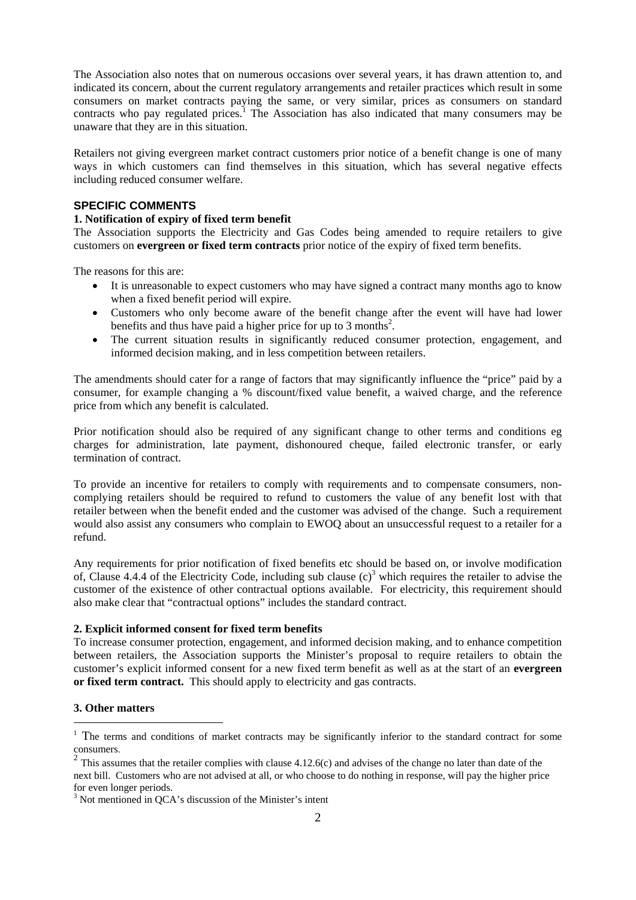The Association also notes that on numerous occasions over several years, it has drawn attention to, and indicated its concern, about the current regulatory arrangements and retailer practices which result in some consumers on market contracts paying the same, or very similar, prices as consumers on standard contracts who pay regulated prices.[1] The Association has also indicated that many consumers may be unaware that they are in this situation.

Retailers not giving evergreen market contract customers prior notice of a benefit change is one of many ways in which customers can find themselves in this situation, which has several negative effects including reduced consumer welfare.

## SPECIFIC COMMENTS

### 1. Notification of expiry of fixed term benefit

The Association supports the Electricity and Gas Codes being amended to require retailers to give customers on **evergreen or fixed term contracts** prior notice of the expiry of fixed term benefits.

The reasons for this are:

- It is unreasonable to expect customers who may have signed a contract many months ago to know when a fixed benefit period will expire.
- Customers who only become aware of the benefit change after the event will have had lower benefits and thus have paid a higher price for up to 3 months[2].
- The current situation results in significantly reduced consumer protection, engagement, and informed decision making, and in less competition between retailers.

The amendments should cater for a range of factors that may significantly influence the "price" paid by a consumer, for example changing a % discount/fixed value benefit, a waived charge, and the reference price from which any benefit is calculated.

Prior notification should also be required of any significant change to other terms and conditions eg charges for administration, late payment, dishonoured cheque, failed electronic transfer, or early termination of contract.

To provide an incentive for retailers to comply with requirements and to compensate consumers, non-complying retailers should be required to refund to customers the value of any benefit lost with that retailer between when the benefit ended and the customer was advised of the change. Such a requirement would also assist any consumers who complain to EWOQ about an unsuccessful request to a retailer for a refund.

Any requirements for prior notification of fixed benefits etc should be based on, or involve modification of, Clause 4.4.4 of the Electricity Code, including sub clause (c)[3] which requires the retailer to advise the customer of the existence of other contractual options available. For electricity, this requirement should also make clear that "contractual options" includes the standard contract.

### 2. Explicit informed consent for fixed term benefits

To increase consumer protection, engagement, and informed decision making, and to enhance competition between retailers, the Association supports the Minister's proposal to require retailers to obtain the customer's explicit informed consent for a new fixed term benefit as well as at the start of an **evergreen or fixed term contract.** This should apply to electricity and gas contracts.

### 3. Other matters

---

[1] The terms and conditions of market contracts may be significantly inferior to the standard contract for some consumers.

[2] This assumes that the retailer complies with clause 4.12.6(c) and advises of the change no later than date of the next bill. Customers who are not advised at all, or who choose to do nothing in response, will pay the higher price for even longer periods.

[3] Not mentioned in QCA's discussion of the Minister's intent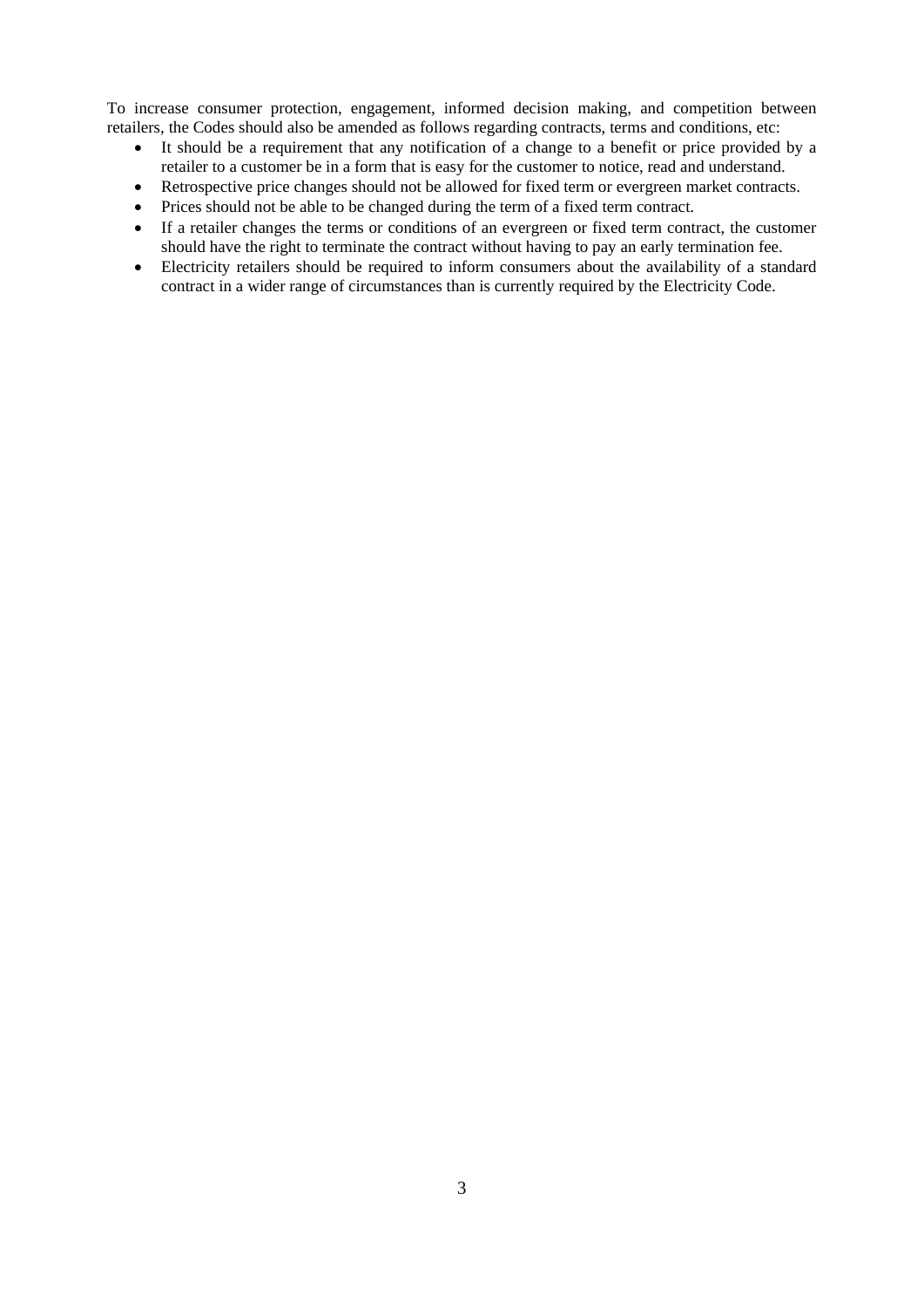To increase consumer protection, engagement, informed decision making, and competition between retailers, the Codes should also be amended as follows regarding contracts, terms and conditions, etc:

- It should be a requirement that any notification of a change to a benefit or price provided by a retailer to a customer be in a form that is easy for the customer to notice, read and understand.
- Retrospective price changes should not be allowed for fixed term or evergreen market contracts.
- Prices should not be able to be changed during the term of a fixed term contract.
- If a retailer changes the terms or conditions of an evergreen or fixed term contract, the customer should have the right to terminate the contract without having to pay an early termination fee.
- Electricity retailers should be required to inform consumers about the availability of a standard contract in a wider range of circumstances than is currently required by the Electricity Code.